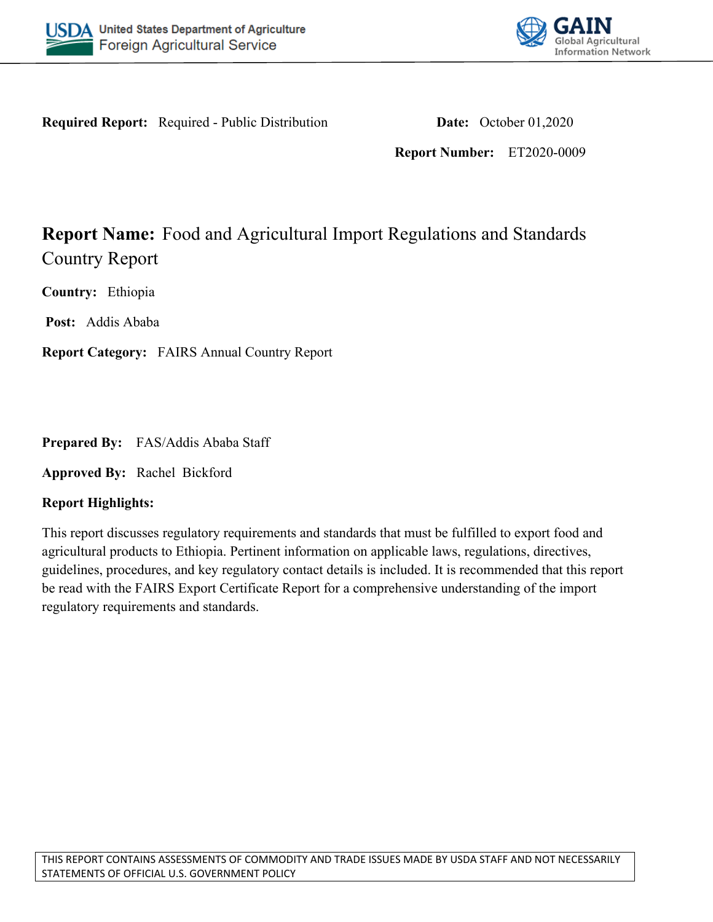USDA United States Department of Agriculture
Foreign Agricultural Service

GAIN Global Agricultural Information Network

**Required Report:** Required - Public Distribution

**Date:** October 01,2020

**Report Number:** ET2020-0009

# Report Name: Food and Agricultural Import Regulations and Standards Country Report

**Country:** Ethiopia

**Post:** Addis Ababa

**Report Category:** FAIRS Annual Country Report

**Prepared By:** FAS/Addis Ababa Staff

**Approved By:** Rachel Bickford

**Report Highlights:**

This report discusses regulatory requirements and standards that must be fulfilled to export food and agricultural products to Ethiopia. Pertinent information on applicable laws, regulations, directives, guidelines, procedures, and key regulatory contact details is included. It is recommended that this report be read with the FAIRS Export Certificate Report for a comprehensive understanding of the import regulatory requirements and standards.

THIS REPORT CONTAINS ASSESSMENTS OF COMMODITY AND TRADE ISSUES MADE BY USDA STAFF AND NOT NECESSARILY STATEMENTS OF OFFICIAL U.S. GOVERNMENT POLICY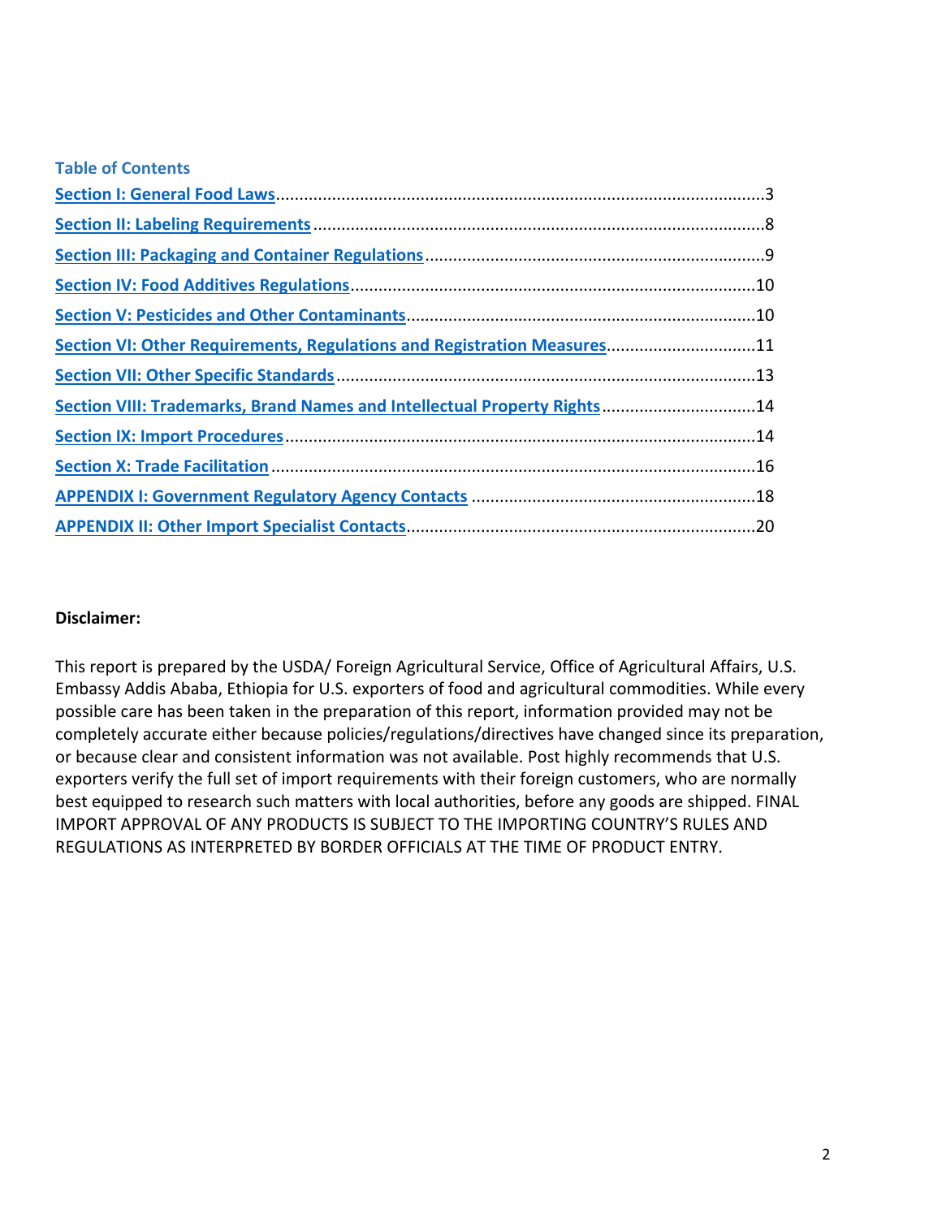## Table of Contents

- Section I: General Food Laws ........................................................................................................3
- Section II: Labeling Requirements ................................................................................................8
- Section III: Packaging and Container Regulations ........................................................................9
- Section IV: Food Additives Regulations .....................................................................................10
- Section V: Pesticides and Other Contaminants ..........................................................................10
- Section VI: Other Requirements, Regulations and Registration Measures ................................11
- Section VII: Other Specific Standards .........................................................................................13
- Section VIII: Trademarks, Brand Names and Intellectual Property Rights .................................14
- Section IX: Import Procedures ....................................................................................................14
- Section X: Trade Facilitation .......................................................................................................16
- APPENDIX I: Government Regulatory Agency Contacts .............................................................18
- APPENDIX II: Other Import Specialist Contacts ..........................................................................20

**Disclaimer:**

This report is prepared by the USDA/ Foreign Agricultural Service, Office of Agricultural Affairs, U.S. Embassy Addis Ababa, Ethiopia for U.S. exporters of food and agricultural commodities. While every possible care has been taken in the preparation of this report, information provided may not be completely accurate either because policies/regulations/directives have changed since its preparation, or because clear and consistent information was not available. Post highly recommends that U.S. exporters verify the full set of import requirements with their foreign customers, who are normally best equipped to research such matters with local authorities, before any goods are shipped. FINAL IMPORT APPROVAL OF ANY PRODUCTS IS SUBJECT TO THE IMPORTING COUNTRY'S RULES AND REGULATIONS AS INTERPRETED BY BORDER OFFICIALS AT THE TIME OF PRODUCT ENTRY.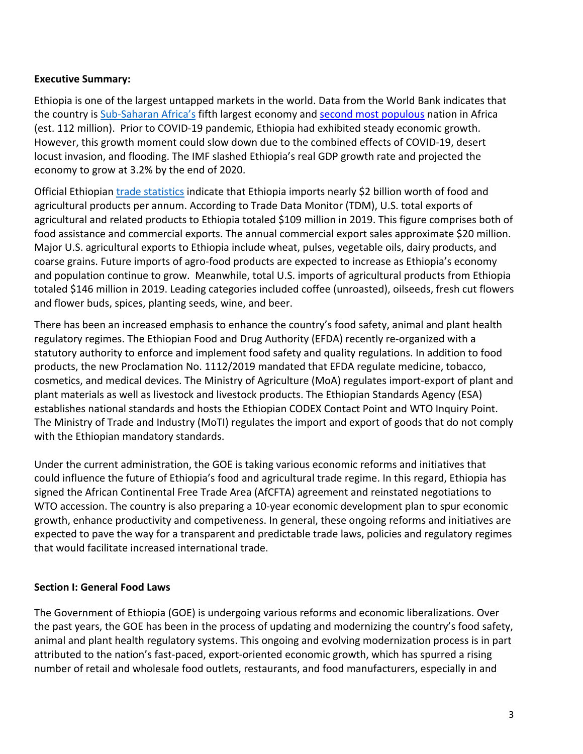**Executive Summary:**

Ethiopia is one of the largest untapped markets in the world. Data from the World Bank indicates that the country is Sub-Saharan Africa's fifth largest economy and second most populous nation in Africa (est. 112 million). Prior to COVID-19 pandemic, Ethiopia had exhibited steady economic growth. However, this growth moment could slow down due to the combined effects of COVID-19, desert locust invasion, and flooding. The IMF slashed Ethiopia's real GDP growth rate and projected the economy to grow at 3.2% by the end of 2020.

Official Ethiopian trade statistics indicate that Ethiopia imports nearly $2 billion worth of food and agricultural products per annum. According to Trade Data Monitor (TDM), U.S. total exports of agricultural and related products to Ethiopia totaled $109 million in 2019. This figure comprises both of food assistance and commercial exports. The annual commercial export sales approximate $20 million. Major U.S. agricultural exports to Ethiopia include wheat, pulses, vegetable oils, dairy products, and coarse grains. Future imports of agro-food products are expected to increase as Ethiopia's economy and population continue to grow. Meanwhile, total U.S. imports of agricultural products from Ethiopia totaled $146 million in 2019. Leading categories included coffee (unroasted), oilseeds, fresh cut flowers and flower buds, spices, planting seeds, wine, and beer.

There has been an increased emphasis to enhance the country's food safety, animal and plant health regulatory regimes. The Ethiopian Food and Drug Authority (EFDA) recently re-organized with a statutory authority to enforce and implement food safety and quality regulations. In addition to food products, the new Proclamation No. 1112/2019 mandated that EFDA regulate medicine, tobacco, cosmetics, and medical devices. The Ministry of Agriculture (MoA) regulates import-export of plant and plant materials as well as livestock and livestock products. The Ethiopian Standards Agency (ESA) establishes national standards and hosts the Ethiopian CODEX Contact Point and WTO Inquiry Point. The Ministry of Trade and Industry (MoTI) regulates the import and export of goods that do not comply with the Ethiopian mandatory standards.

Under the current administration, the GOE is taking various economic reforms and initiatives that could influence the future of Ethiopia's food and agricultural trade regime. In this regard, Ethiopia has signed the African Continental Free Trade Area (AfCFTA) agreement and reinstated negotiations to WTO accession. The country is also preparing a 10-year economic development plan to spur economic growth, enhance productivity and competiveness. In general, these ongoing reforms and initiatives are expected to pave the way for a transparent and predictable trade laws, policies and regulatory regimes that would facilitate increased international trade.

**Section I: General Food Laws**

The Government of Ethiopia (GOE) is undergoing various reforms and economic liberalizations. Over the past years, the GOE has been in the process of updating and modernizing the country's food safety, animal and plant health regulatory systems. This ongoing and evolving modernization process is in part attributed to the nation's fast-paced, export-oriented economic growth, which has spurred a rising number of retail and wholesale food outlets, restaurants, and food manufacturers, especially in and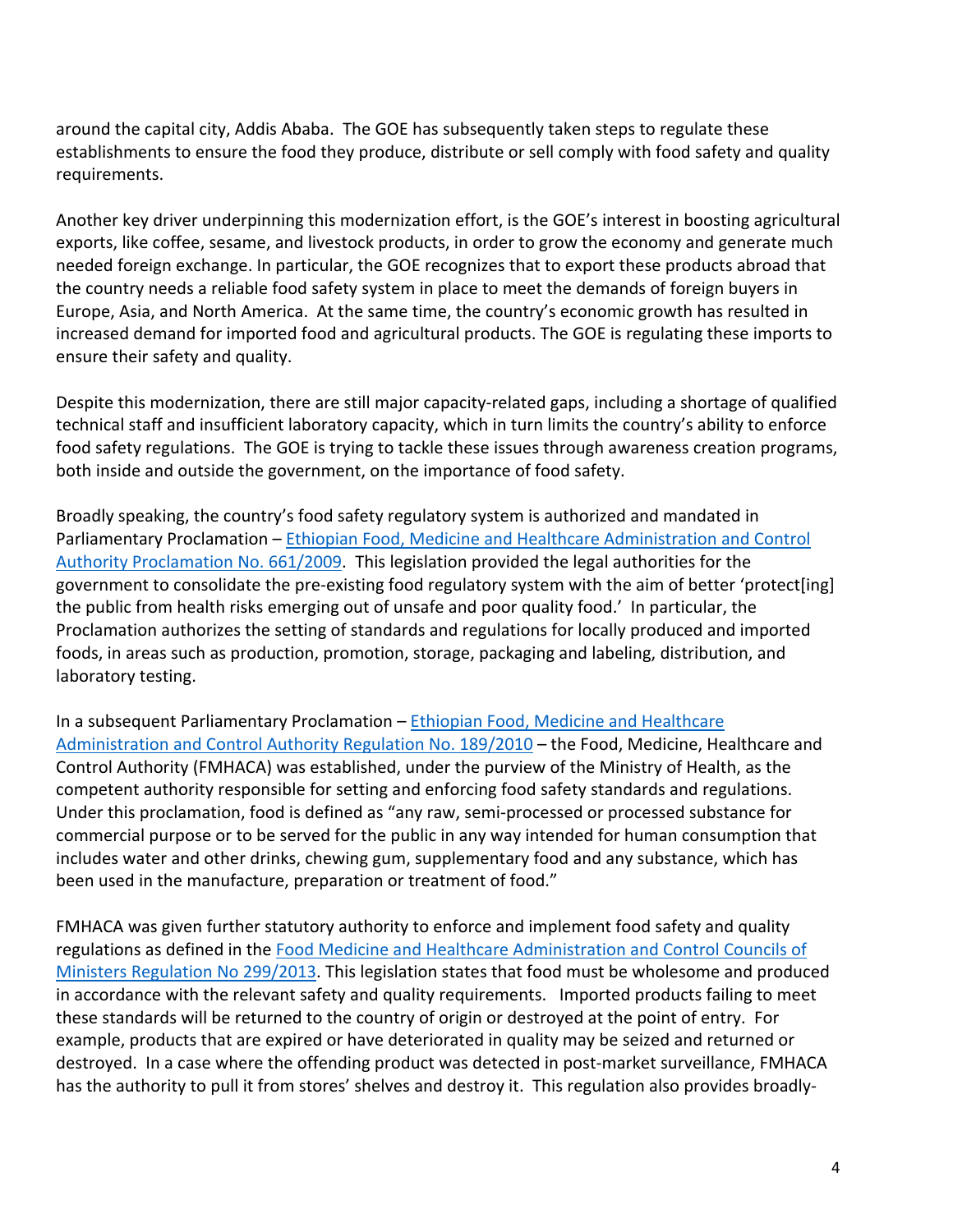around the capital city, Addis Ababa. The GOE has subsequently taken steps to regulate these establishments to ensure the food they produce, distribute or sell comply with food safety and quality requirements.

Another key driver underpinning this modernization effort, is the GOE's interest in boosting agricultural exports, like coffee, sesame, and livestock products, in order to grow the economy and generate much needed foreign exchange. In particular, the GOE recognizes that to export these products abroad that the country needs a reliable food safety system in place to meet the demands of foreign buyers in Europe, Asia, and North America. At the same time, the country's economic growth has resulted in increased demand for imported food and agricultural products. The GOE is regulating these imports to ensure their safety and quality.

Despite this modernization, there are still major capacity-related gaps, including a shortage of qualified technical staff and insufficient laboratory capacity, which in turn limits the country's ability to enforce food safety regulations. The GOE is trying to tackle these issues through awareness creation programs, both inside and outside the government, on the importance of food safety.

Broadly speaking, the country's food safety regulatory system is authorized and mandated in Parliamentary Proclamation – Ethiopian Food, Medicine and Healthcare Administration and Control Authority Proclamation No. 661/2009. This legislation provided the legal authorities for the government to consolidate the pre-existing food regulatory system with the aim of better 'protect[ing] the public from health risks emerging out of unsafe and poor quality food.' In particular, the Proclamation authorizes the setting of standards and regulations for locally produced and imported foods, in areas such as production, promotion, storage, packaging and labeling, distribution, and laboratory testing.

In a subsequent Parliamentary Proclamation – Ethiopian Food, Medicine and Healthcare Administration and Control Authority Regulation No. 189/2010 – the Food, Medicine, Healthcare and Control Authority (FMHACA) was established, under the purview of the Ministry of Health, as the competent authority responsible for setting and enforcing food safety standards and regulations. Under this proclamation, food is defined as "any raw, semi-processed or processed substance for commercial purpose or to be served for the public in any way intended for human consumption that includes water and other drinks, chewing gum, supplementary food and any substance, which has been used in the manufacture, preparation or treatment of food."

FMHACA was given further statutory authority to enforce and implement food safety and quality regulations as defined in the Food Medicine and Healthcare Administration and Control Councils of Ministers Regulation No 299/2013. This legislation states that food must be wholesome and produced in accordance with the relevant safety and quality requirements. Imported products failing to meet these standards will be returned to the country of origin or destroyed at the point of entry. For example, products that are expired or have deteriorated in quality may be seized and returned or destroyed. In a case where the offending product was detected in post-market surveillance, FMHACA has the authority to pull it from stores' shelves and destroy it. This regulation also provides broadly-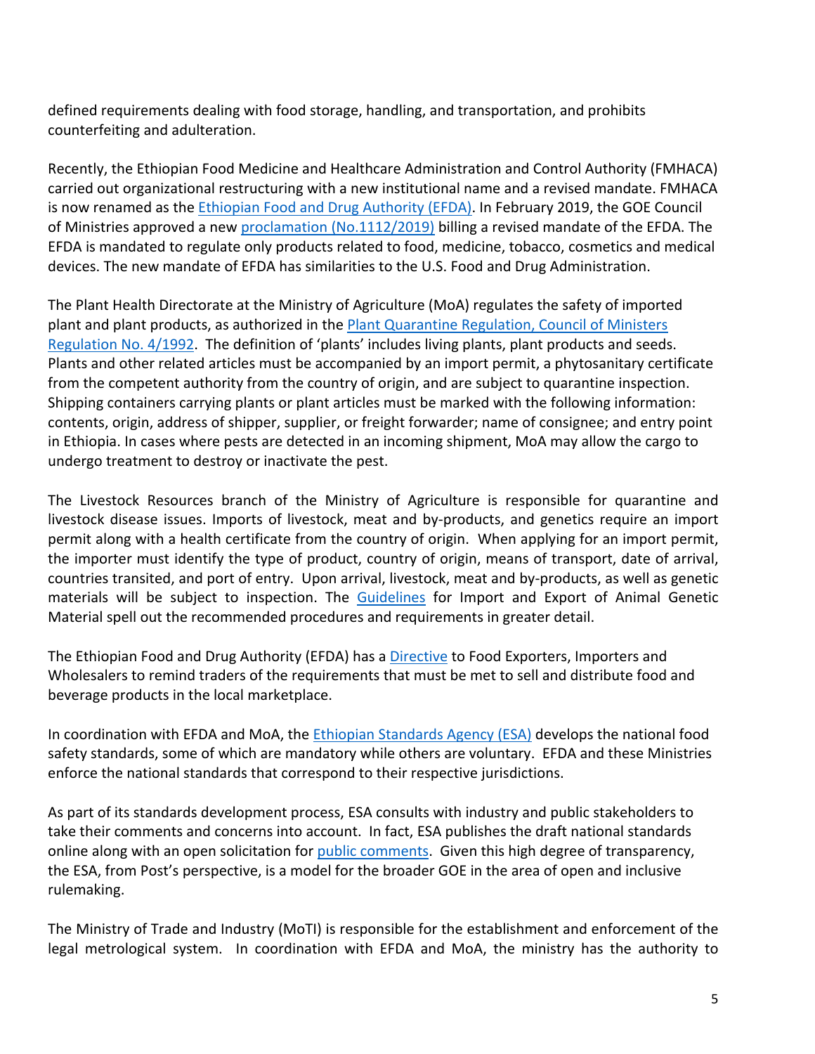defined requirements dealing with food storage, handling, and transportation, and prohibits counterfeiting and adulteration.

Recently, the Ethiopian Food Medicine and Healthcare Administration and Control Authority (FMHACA) carried out organizational restructuring with a new institutional name and a revised mandate. FMHACA is now renamed as the [Ethiopian Food and Drug Authority (EFDA)](). In February 2019, the GOE Council of Ministries approved a new [proclamation (No.1112/2019)]() billing a revised mandate of the EFDA. The EFDA is mandated to regulate only products related to food, medicine, tobacco, cosmetics and medical devices. The new mandate of EFDA has similarities to the U.S. Food and Drug Administration.

The Plant Health Directorate at the Ministry of Agriculture (MoA) regulates the safety of imported plant and plant products, as authorized in the [Plant Quarantine Regulation, Council of Ministers Regulation No. 4/1992](). The definition of 'plants' includes living plants, plant products and seeds. Plants and other related articles must be accompanied by an import permit, a phytosanitary certificate from the competent authority from the country of origin, and are subject to quarantine inspection. Shipping containers carrying plants or plant articles must be marked with the following information: contents, origin, address of shipper, supplier, or freight forwarder; name of consignee; and entry point in Ethiopia. In cases where pests are detected in an incoming shipment, MoA may allow the cargo to undergo treatment to destroy or inactivate the pest.

The Livestock Resources branch of the Ministry of Agriculture is responsible for quarantine and livestock disease issues. Imports of livestock, meat and by-products, and genetics require an import permit along with a health certificate from the country of origin. When applying for an import permit, the importer must identify the type of product, country of origin, means of transport, date of arrival, countries transited, and port of entry. Upon arrival, livestock, meat and by-products, as well as genetic materials will be subject to inspection. The [Guidelines]() for Import and Export of Animal Genetic Material spell out the recommended procedures and requirements in greater detail.

The Ethiopian Food and Drug Authority (EFDA) has a [Directive]() to Food Exporters, Importers and Wholesalers to remind traders of the requirements that must be met to sell and distribute food and beverage products in the local marketplace.

In coordination with EFDA and MoA, the [Ethiopian Standards Agency (ESA)]() develops the national food safety standards, some of which are mandatory while others are voluntary. EFDA and these Ministries enforce the national standards that correspond to their respective jurisdictions.

As part of its standards development process, ESA consults with industry and public stakeholders to take their comments and concerns into account. In fact, ESA publishes the draft national standards online along with an open solicitation for [public comments](). Given this high degree of transparency, the ESA, from Post's perspective, is a model for the broader GOE in the area of open and inclusive rulemaking.

The Ministry of Trade and Industry (MoTI) is responsible for the establishment and enforcement of the legal metrological system. In coordination with EFDA and MoA, the ministry has the authority to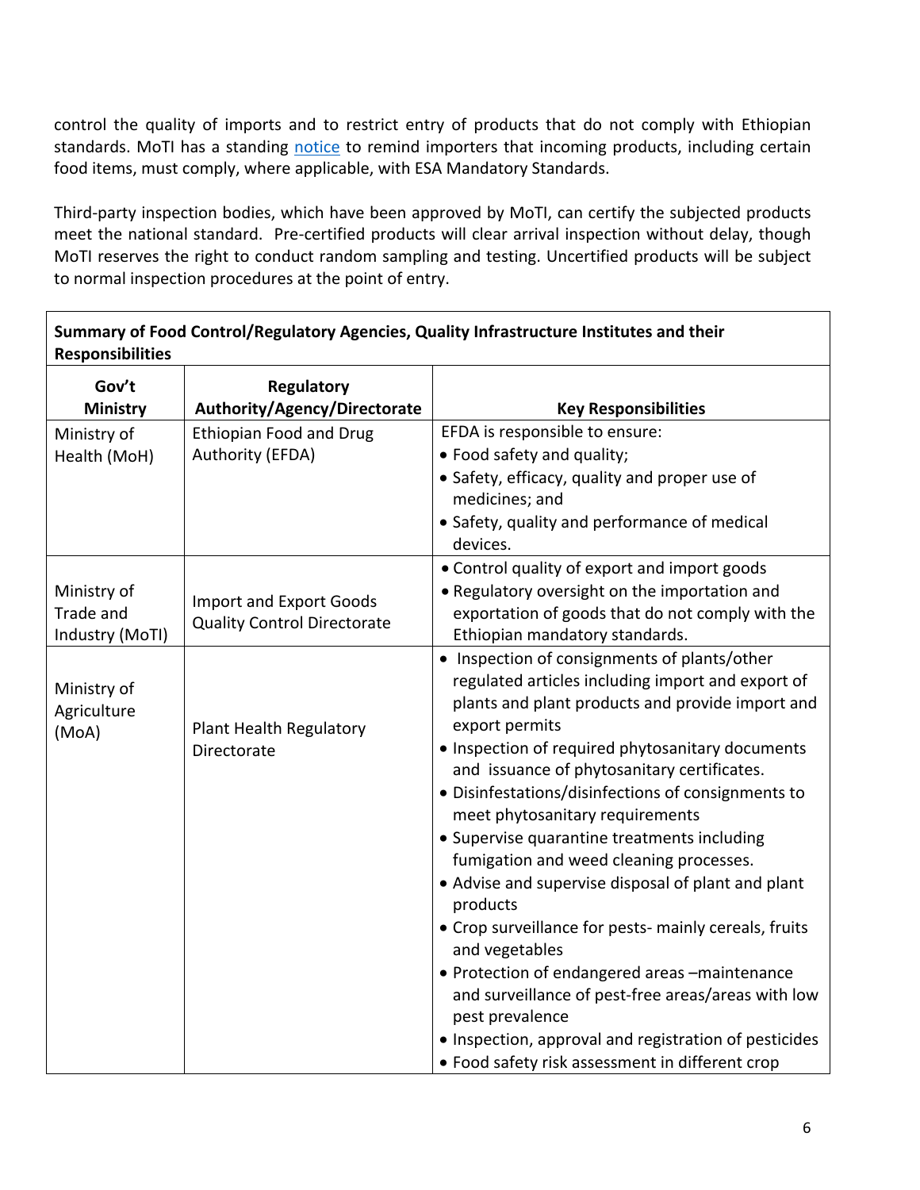control the quality of imports and to restrict entry of products that do not comply with Ethiopian standards. MoTI has a standing notice to remind importers that incoming products, including certain food items, must comply, where applicable, with ESA Mandatory Standards.

Third-party inspection bodies, which have been approved by MoTI, can certify the subjected products meet the national standard. Pre-certified products will clear arrival inspection without delay, though MoTI reserves the right to conduct random sampling and testing. Uncertified products will be subject to normal inspection procedures at the point of entry.

**Summary of Food Control/Regulatory Agencies, Quality Infrastructure Institutes and their Responsibilities**

| Gov't Ministry | Regulatory Authority/Agency/Directorate | Key Responsibilities |
|---|---|---|
| Ministry of Health (MoH) | Ethiopian Food and Drug Authority (EFDA) | EFDA is responsible to ensure:<br>• Food safety and quality;<br>• Safety, efficacy, quality and proper use of medicines; and<br>• Safety, quality and performance of medical devices. |
| Ministry of Trade and Industry (MoTI) | Import and Export Goods Quality Control Directorate | • Control quality of export and import goods<br>• Regulatory oversight on the importation and exportation of goods that do not comply with the Ethiopian mandatory standards. |
| Ministry of Agriculture (MoA) | Plant Health Regulatory Directorate | • Inspection of consignments of plants/other regulated articles including import and export of plants and plant products and provide import and export permits<br>• Inspection of required phytosanitary documents and issuance of phytosanitary certificates.<br>• Disinfestations/disinfections of consignments to meet phytosanitary requirements<br>• Supervise quarantine treatments including fumigation and weed cleaning processes.<br>• Advise and supervise disposal of plant and plant products<br>• Crop surveillance for pests- mainly cereals, fruits and vegetables<br>• Protection of endangered areas –maintenance and surveillance of pest-free areas/areas with low pest prevalence<br>• Inspection, approval and registration of pesticides<br>• Food safety risk assessment in different crop |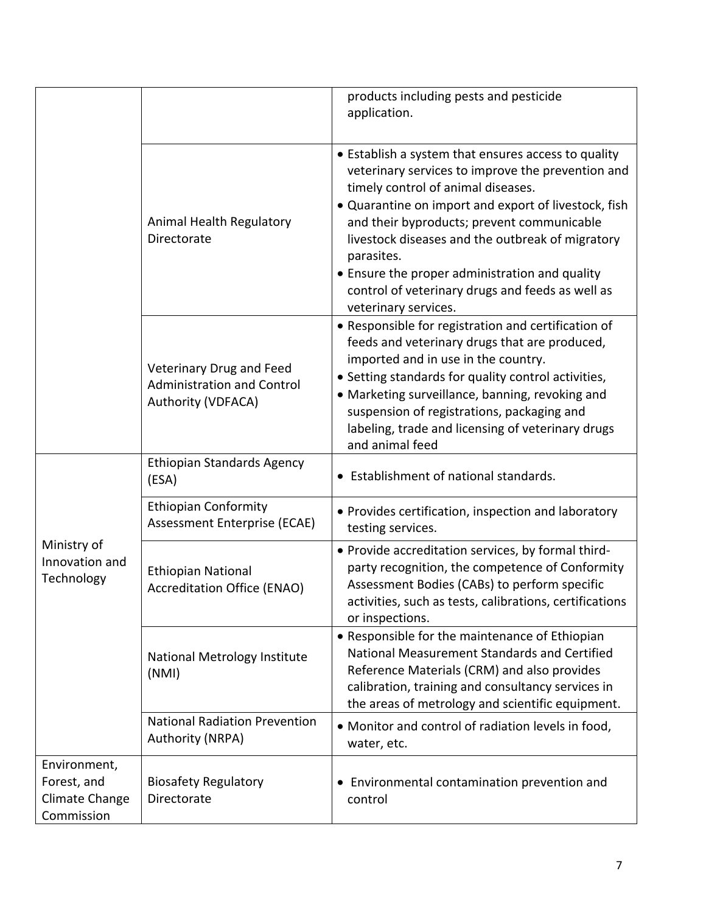| | | |
|---|---|---|
| | | products including pests and pesticide application. |
| | Animal Health Regulatory Directorate | • Establish a system that ensures access to quality veterinary services to improve the prevention and timely control of animal diseases.<br>• Quarantine on import and export of livestock, fish and their byproducts; prevent communicable livestock diseases and the outbreak of migratory parasites.<br>• Ensure the proper administration and quality control of veterinary drugs and feeds as well as veterinary services. |
| | Veterinary Drug and Feed Administration and Control Authority (VDFACA) | • Responsible for registration and certification of feeds and veterinary drugs that are produced, imported and in use in the country.<br>• Setting standards for quality control activities,<br>• Marketing surveillance, banning, revoking and suspension of registrations, packaging and labeling, trade and licensing of veterinary drugs and animal feed |
| Ministry of Innovation and Technology | Ethiopian Standards Agency (ESA) | • Establishment of national standards. |
| | Ethiopian Conformity Assessment Enterprise (ECAE) | • Provides certification, inspection and laboratory testing services. |
| | Ethiopian National Accreditation Office (ENAO) | • Provide accreditation services, by formal third-party recognition, the competence of Conformity Assessment Bodies (CABs) to perform specific activities, such as tests, calibrations, certifications or inspections. |
| | National Metrology Institute (NMI) | • Responsible for the maintenance of Ethiopian National Measurement Standards and Certified Reference Materials (CRM) and also provides calibration, training and consultancy services in the areas of metrology and scientific equipment. |
| | National Radiation Prevention Authority (NRPA) | • Monitor and control of radiation levels in food, water, etc. |
| Environment, Forest, and Climate Change Commission | Biosafety Regulatory Directorate | • Environmental contamination prevention and control |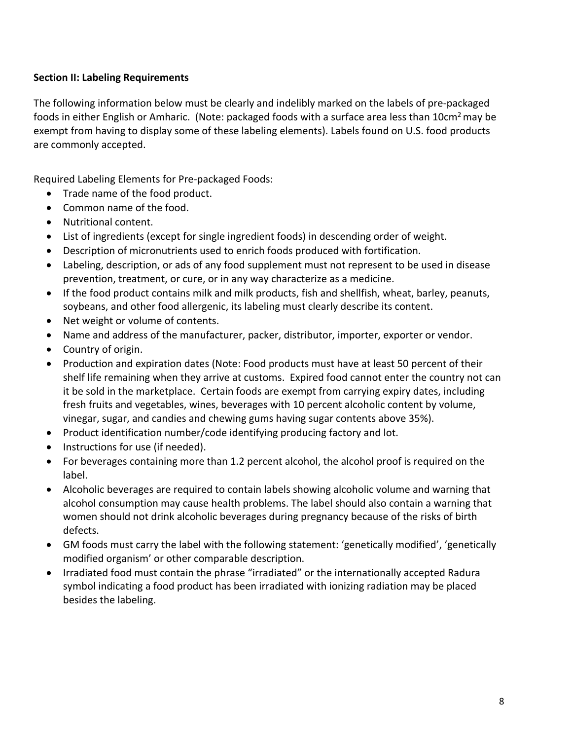**Section II: Labeling Requirements**

The following information below must be clearly and indelibly marked on the labels of pre-packaged foods in either English or Amharic. (Note: packaged foods with a surface area less than 10cm$^2$ may be exempt from having to display some of these labeling elements). Labels found on U.S. food products are commonly accepted.

Required Labeling Elements for Pre-packaged Foods:

- Trade name of the food product.
- Common name of the food.
- Nutritional content.
- List of ingredients (except for single ingredient foods) in descending order of weight.
- Description of micronutrients used to enrich foods produced with fortification.
- Labeling, description, or ads of any food supplement must not represent to be used in disease prevention, treatment, or cure, or in any way characterize as a medicine.
- If the food product contains milk and milk products, fish and shellfish, wheat, barley, peanuts, soybeans, and other food allergenic, its labeling must clearly describe its content.
- Net weight or volume of contents.
- Name and address of the manufacturer, packer, distributor, importer, exporter or vendor.
- Country of origin.
- Production and expiration dates (Note: Food products must have at least 50 percent of their shelf life remaining when they arrive at customs. Expired food cannot enter the country not can it be sold in the marketplace. Certain foods are exempt from carrying expiry dates, including fresh fruits and vegetables, wines, beverages with 10 percent alcoholic content by volume, vinegar, sugar, and candies and chewing gums having sugar contents above 35%).
- Product identification number/code identifying producing factory and lot.
- Instructions for use (if needed).
- For beverages containing more than 1.2 percent alcohol, the alcohol proof is required on the label.
- Alcoholic beverages are required to contain labels showing alcoholic volume and warning that alcohol consumption may cause health problems. The label should also contain a warning that women should not drink alcoholic beverages during pregnancy because of the risks of birth defects.
- GM foods must carry the label with the following statement: 'genetically modified', 'genetically modified organism' or other comparable description.
- Irradiated food must contain the phrase "irradiated" or the internationally accepted Radura symbol indicating a food product has been irradiated with ionizing radiation may be placed besides the labeling.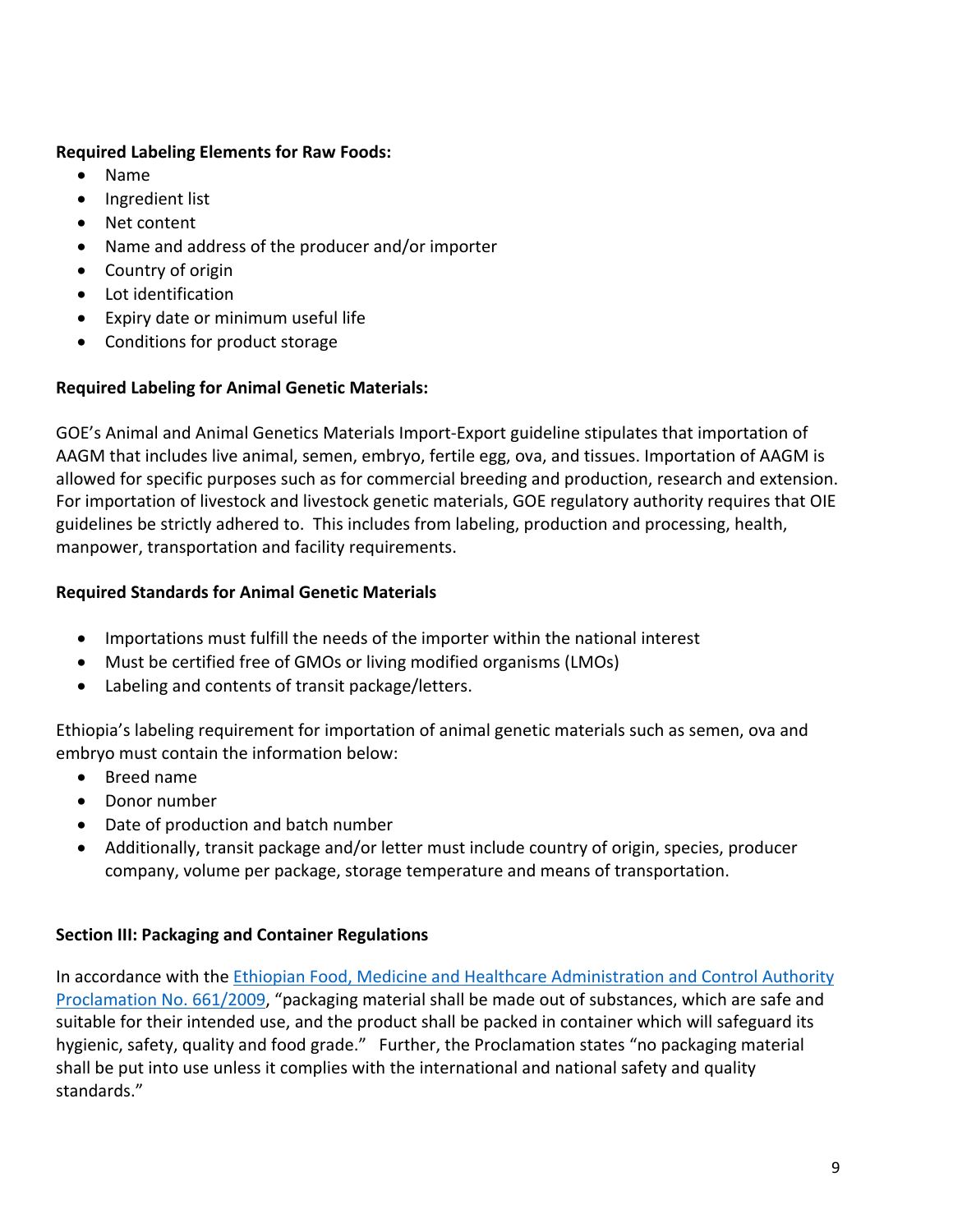**Required Labeling Elements for Raw Foods:**

- Name
- Ingredient list
- Net content
- Name and address of the producer and/or importer
- Country of origin
- Lot identification
- Expiry date or minimum useful life
- Conditions for product storage

**Required Labeling for Animal Genetic Materials:**

GOE's Animal and Animal Genetics Materials Import-Export guideline stipulates that importation of AAGM that includes live animal, semen, embryo, fertile egg, ova, and tissues. Importation of AAGM is allowed for specific purposes such as for commercial breeding and production, research and extension. For importation of livestock and livestock genetic materials, GOE regulatory authority requires that OIE guidelines be strictly adhered to. This includes from labeling, production and processing, health, manpower, transportation and facility requirements.

**Required Standards for Animal Genetic Materials**

- Importations must fulfill the needs of the importer within the national interest
- Must be certified free of GMOs or living modified organisms (LMOs)
- Labeling and contents of transit package/letters.

Ethiopia's labeling requirement for importation of animal genetic materials such as semen, ova and embryo must contain the information below:

- Breed name
- Donor number
- Date of production and batch number
- Additionally, transit package and/or letter must include country of origin, species, producer company, volume per package, storage temperature and means of transportation.

**Section III: Packaging and Container Regulations**

In accordance with the Ethiopian Food, Medicine and Healthcare Administration and Control Authority Proclamation No. 661/2009, "packaging material shall be made out of substances, which are safe and suitable for their intended use, and the product shall be packed in container which will safeguard its hygienic, safety, quality and food grade." Further, the Proclamation states "no packaging material shall be put into use unless it complies with the international and national safety and quality standards."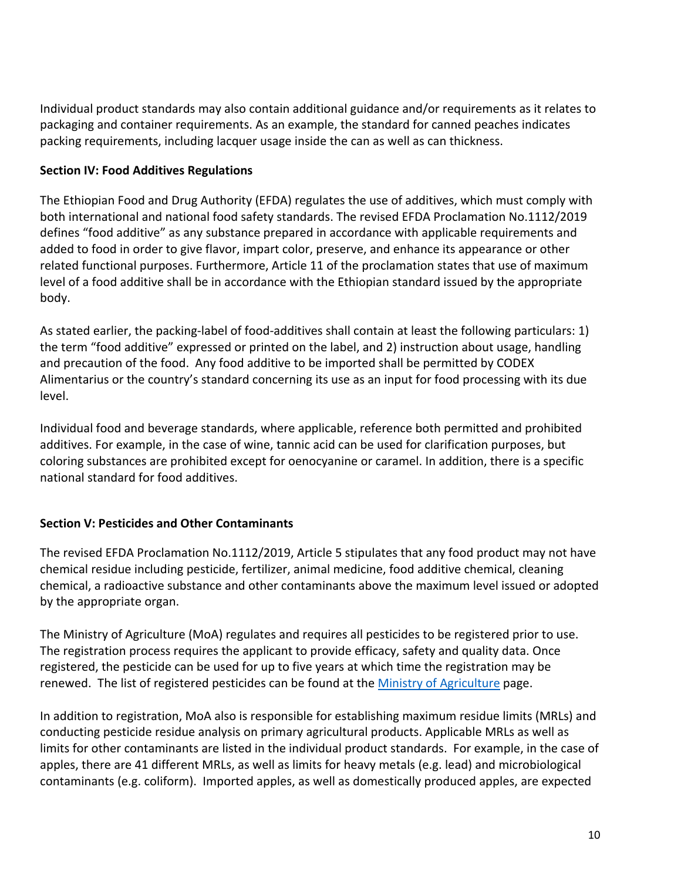Individual product standards may also contain additional guidance and/or requirements as it relates to packaging and container requirements. As an example, the standard for canned peaches indicates packing requirements, including lacquer usage inside the can as well as can thickness.

**Section IV: Food Additives Regulations**

The Ethiopian Food and Drug Authority (EFDA) regulates the use of additives, which must comply with both international and national food safety standards. The revised EFDA Proclamation No.1112/2019 defines "food additive" as any substance prepared in accordance with applicable requirements and added to food in order to give flavor, impart color, preserve, and enhance its appearance or other related functional purposes. Furthermore, Article 11 of the proclamation states that use of maximum level of a food additive shall be in accordance with the Ethiopian standard issued by the appropriate body.

As stated earlier, the packing-label of food-additives shall contain at least the following particulars: 1) the term "food additive" expressed or printed on the label, and 2) instruction about usage, handling and precaution of the food. Any food additive to be imported shall be permitted by CODEX Alimentarius or the country's standard concerning its use as an input for food processing with its due level.

Individual food and beverage standards, where applicable, reference both permitted and prohibited additives. For example, in the case of wine, tannic acid can be used for clarification purposes, but coloring substances are prohibited except for oenocyanine or caramel. In addition, there is a specific national standard for food additives.

**Section V: Pesticides and Other Contaminants**

The revised EFDA Proclamation No.1112/2019, Article 5 stipulates that any food product may not have chemical residue including pesticide, fertilizer, animal medicine, food additive chemical, cleaning chemical, a radioactive substance and other contaminants above the maximum level issued or adopted by the appropriate organ.

The Ministry of Agriculture (MoA) regulates and requires all pesticides to be registered prior to use. The registration process requires the applicant to provide efficacy, safety and quality data. Once registered, the pesticide can be used for up to five years at which time the registration may be renewed. The list of registered pesticides can be found at the [Ministry of Agriculture](#) page.

In addition to registration, MoA also is responsible for establishing maximum residue limits (MRLs) and conducting pesticide residue analysis on primary agricultural products. Applicable MRLs as well as limits for other contaminants are listed in the individual product standards. For example, in the case of apples, there are 41 different MRLs, as well as limits for heavy metals (e.g. lead) and microbiological contaminants (e.g. coliform). Imported apples, as well as domestically produced apples, are expected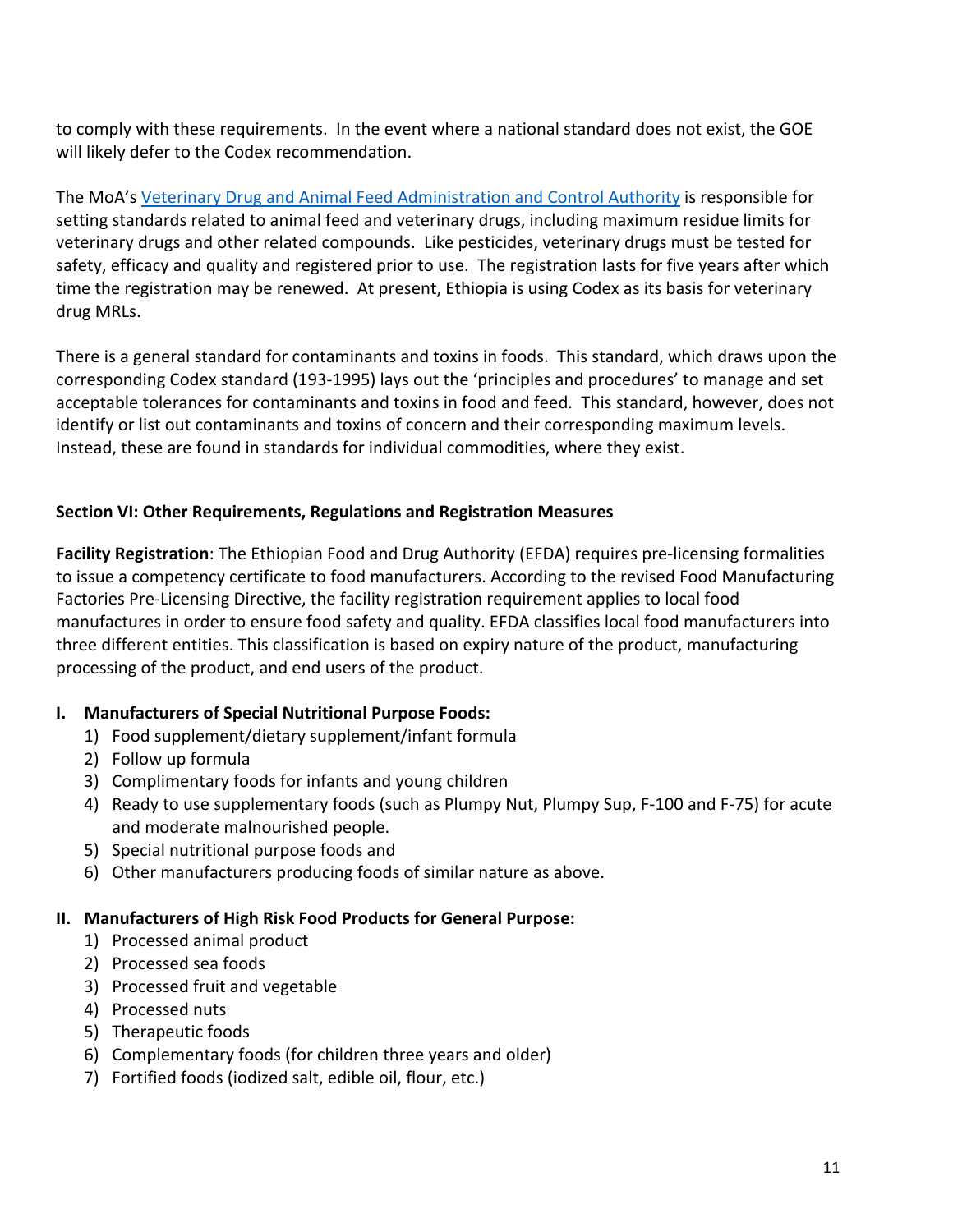to comply with these requirements. In the event where a national standard does not exist, the GOE will likely defer to the Codex recommendation.

The MoA's [Veterinary Drug and Animal Feed Administration and Control Authority]() is responsible for setting standards related to animal feed and veterinary drugs, including maximum residue limits for veterinary drugs and other related compounds. Like pesticides, veterinary drugs must be tested for safety, efficacy and quality and registered prior to use. The registration lasts for five years after which time the registration may be renewed. At present, Ethiopia is using Codex as its basis for veterinary drug MRLs.

There is a general standard for contaminants and toxins in foods. This standard, which draws upon the corresponding Codex standard (193-1995) lays out the 'principles and procedures' to manage and set acceptable tolerances for contaminants and toxins in food and feed. This standard, however, does not identify or list out contaminants and toxins of concern and their corresponding maximum levels. Instead, these are found in standards for individual commodities, where they exist.

## Section VI: Other Requirements, Regulations and Registration Measures

**Facility Registration**: The Ethiopian Food and Drug Authority (EFDA) requires pre-licensing formalities to issue a competency certificate to food manufacturers. According to the revised Food Manufacturing Factories Pre-Licensing Directive, the facility registration requirement applies to local food manufactures in order to ensure food safety and quality. EFDA classifies local food manufacturers into three different entities. This classification is based on expiry nature of the product, manufacturing processing of the product, and end users of the product.

**I. Manufacturers of Special Nutritional Purpose Foods:**

1) Food supplement/dietary supplement/infant formula
2) Follow up formula
3) Complimentary foods for infants and young children
4) Ready to use supplementary foods (such as Plumpy Nut, Plumpy Sup, F-100 and F-75) for acute and moderate malnourished people.
5) Special nutritional purpose foods and
6) Other manufacturers producing foods of similar nature as above.

**II. Manufacturers of High Risk Food Products for General Purpose:**

1) Processed animal product
2) Processed sea foods
3) Processed fruit and vegetable
4) Processed nuts
5) Therapeutic foods
6) Complementary foods (for children three years and older)
7) Fortified foods (iodized salt, edible oil, flour, etc.)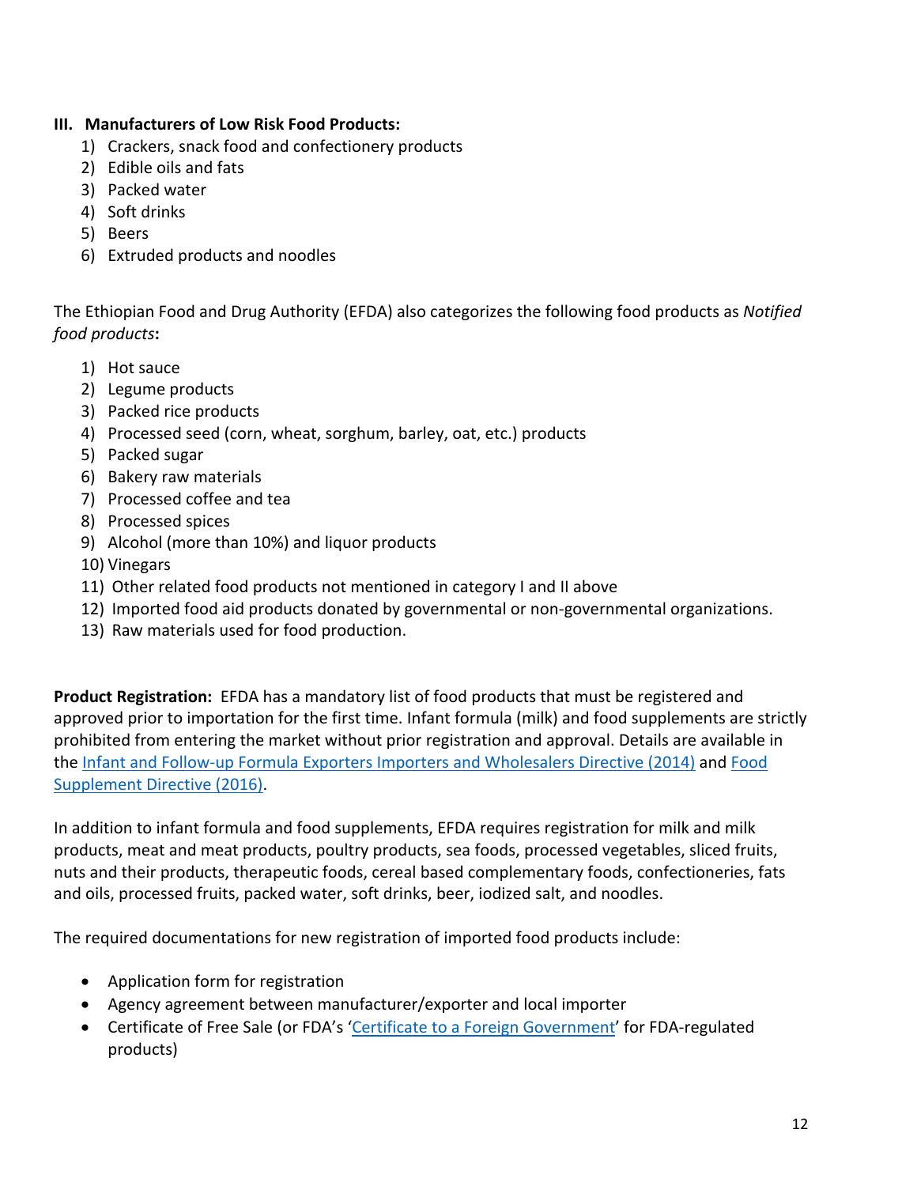**III. Manufacturers of Low Risk Food Products:**

1) Crackers, snack food and confectionery products
2) Edible oils and fats
3) Packed water
4) Soft drinks
5) Beers
6) Extruded products and noodles

The Ethiopian Food and Drug Authority (EFDA) also categorizes the following food products as *Notified food products***:**

1) Hot sauce
2) Legume products
3) Packed rice products
4) Processed seed (corn, wheat, sorghum, barley, oat, etc.) products
5) Packed sugar
6) Bakery raw materials
7) Processed coffee and tea
8) Processed spices
9) Alcohol (more than 10%) and liquor products
10) Vinegars
11) Other related food products not mentioned in category I and II above
12) Imported food aid products donated by governmental or non-governmental organizations.
13) Raw materials used for food production.

**Product Registration:** EFDA has a mandatory list of food products that must be registered and approved prior to importation for the first time. Infant formula (milk) and food supplements are strictly prohibited from entering the market without prior registration and approval. Details are available in the Infant and Follow-up Formula Exporters Importers and Wholesalers Directive (2014) and Food Supplement Directive (2016).

In addition to infant formula and food supplements, EFDA requires registration for milk and milk products, meat and meat products, poultry products, sea foods, processed vegetables, sliced fruits, nuts and their products, therapeutic foods, cereal based complementary foods, confectioneries, fats and oils, processed fruits, packed water, soft drinks, beer, iodized salt, and noodles.

The required documentations for new registration of imported food products include:

- Application form for registration
- Agency agreement between manufacturer/exporter and local importer
- Certificate of Free Sale (or FDA's 'Certificate to a Foreign Government' for FDA-regulated products)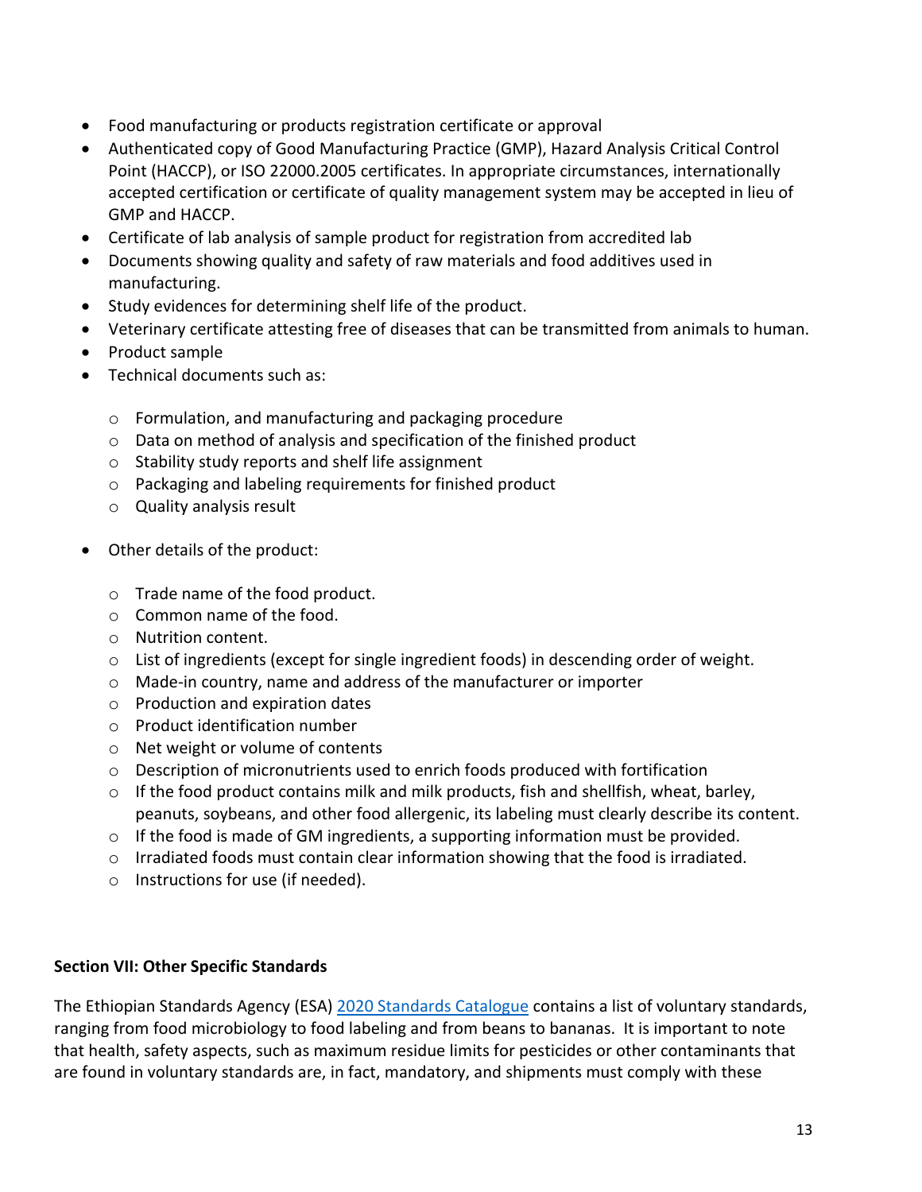- Food manufacturing or products registration certificate or approval
- Authenticated copy of Good Manufacturing Practice (GMP), Hazard Analysis Critical Control Point (HACCP), or ISO 22000.2005 certificates. In appropriate circumstances, internationally accepted certification or certificate of quality management system may be accepted in lieu of GMP and HACCP.
- Certificate of lab analysis of sample product for registration from accredited lab
- Documents showing quality and safety of raw materials and food additives used in manufacturing.
- Study evidences for determining shelf life of the product.
- Veterinary certificate attesting free of diseases that can be transmitted from animals to human.
- Product sample
- Technical documents such as:
    - Formulation, and manufacturing and packaging procedure
    - Data on method of analysis and specification of the finished product
    - Stability study reports and shelf life assignment
    - Packaging and labeling requirements for finished product
    - Quality analysis result
- Other details of the product:
    - Trade name of the food product.
    - Common name of the food.
    - Nutrition content.
    - List of ingredients (except for single ingredient foods) in descending order of weight.
    - Made-in country, name and address of the manufacturer or importer
    - Production and expiration dates
    - Product identification number
    - Net weight or volume of contents
    - Description of micronutrients used to enrich foods produced with fortification
    - If the food product contains milk and milk products, fish and shellfish, wheat, barley, peanuts, soybeans, and other food allergenic, its labeling must clearly describe its content.
    - If the food is made of GM ingredients, a supporting information must be provided.
    - Irradiated foods must contain clear information showing that the food is irradiated.
    - Instructions for use (if needed).

**Section VII: Other Specific Standards**

The Ethiopian Standards Agency (ESA) [2020 Standards Catalogue]() contains a list of voluntary standards, ranging from food microbiology to food labeling and from beans to bananas. It is important to note that health, safety aspects, such as maximum residue limits for pesticides or other contaminants that are found in voluntary standards are, in fact, mandatory, and shipments must comply with these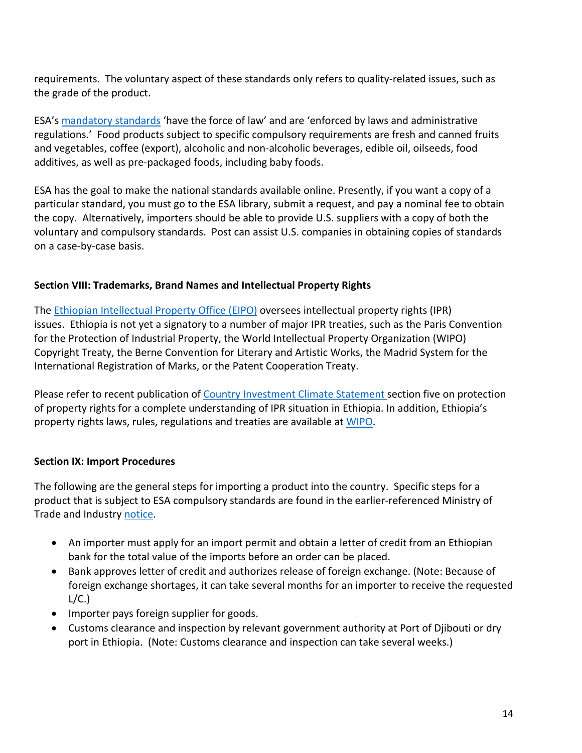requirements. The voluntary aspect of these standards only refers to quality-related issues, such as the grade of the product.

ESA's mandatory standards 'have the force of law' and are 'enforced by laws and administrative regulations.' Food products subject to specific compulsory requirements are fresh and canned fruits and vegetables, coffee (export), alcoholic and non-alcoholic beverages, edible oil, oilseeds, food additives, as well as pre-packaged foods, including baby foods.

ESA has the goal to make the national standards available online. Presently, if you want a copy of a particular standard, you must go to the ESA library, submit a request, and pay a nominal fee to obtain the copy. Alternatively, importers should be able to provide U.S. suppliers with a copy of both the voluntary and compulsory standards. Post can assist U.S. companies in obtaining copies of standards on a case-by-case basis.

## Section VIII: Trademarks, Brand Names and Intellectual Property Rights

The Ethiopian Intellectual Property Office (EIPO) oversees intellectual property rights (IPR) issues. Ethiopia is not yet a signatory to a number of major IPR treaties, such as the Paris Convention for the Protection of Industrial Property, the World Intellectual Property Organization (WIPO) Copyright Treaty, the Berne Convention for Literary and Artistic Works, the Madrid System for the International Registration of Marks, or the Patent Cooperation Treaty.

Please refer to recent publication of Country Investment Climate Statement section five on protection of property rights for a complete understanding of IPR situation in Ethiopia. In addition, Ethiopia's property rights laws, rules, regulations and treaties are available at WIPO.

## Section IX: Import Procedures

The following are the general steps for importing a product into the country. Specific steps for a product that is subject to ESA compulsory standards are found in the earlier-referenced Ministry of Trade and Industry notice.

- An importer must apply for an import permit and obtain a letter of credit from an Ethiopian bank for the total value of the imports before an order can be placed.
- Bank approves letter of credit and authorizes release of foreign exchange. (Note: Because of foreign exchange shortages, it can take several months for an importer to receive the requested L/C.)
- Importer pays foreign supplier for goods.
- Customs clearance and inspection by relevant government authority at Port of Djibouti or dry port in Ethiopia. (Note: Customs clearance and inspection can take several weeks.)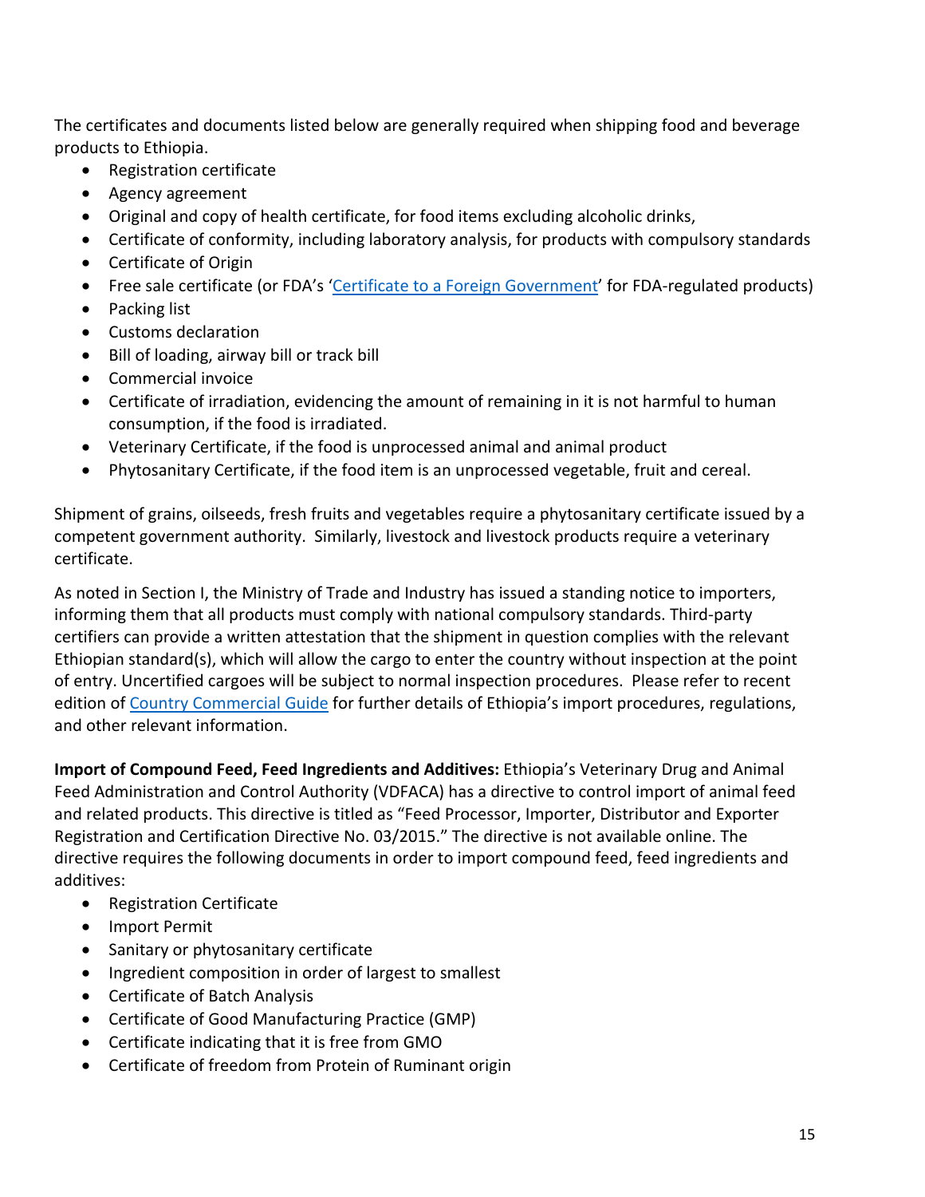The certificates and documents listed below are generally required when shipping food and beverage products to Ethiopia.

- Registration certificate
- Agency agreement
- Original and copy of health certificate, for food items excluding alcoholic drinks,
- Certificate of conformity, including laboratory analysis, for products with compulsory standards
- Certificate of Origin
- Free sale certificate (or FDA's '[Certificate to a Foreign Government]' for FDA-regulated products)
- Packing list
- Customs declaration
- Bill of loading, airway bill or track bill
- Commercial invoice
- Certificate of irradiation, evidencing the amount of remaining in it is not harmful to human consumption, if the food is irradiated.
- Veterinary Certificate, if the food is unprocessed animal and animal product
- Phytosanitary Certificate, if the food item is an unprocessed vegetable, fruit and cereal.

Shipment of grains, oilseeds, fresh fruits and vegetables require a phytosanitary certificate issued by a competent government authority. Similarly, livestock and livestock products require a veterinary certificate.

As noted in Section I, the Ministry of Trade and Industry has issued a standing notice to importers, informing them that all products must comply with national compulsory standards. Third-party certifiers can provide a written attestation that the shipment in question complies with the relevant Ethiopian standard(s), which will allow the cargo to enter the country without inspection at the point of entry. Uncertified cargoes will be subject to normal inspection procedures. Please refer to recent edition of Country Commercial Guide for further details of Ethiopia's import procedures, regulations, and other relevant information.

**Import of Compound Feed, Feed Ingredients and Additives:** Ethiopia's Veterinary Drug and Animal Feed Administration and Control Authority (VDFACA) has a directive to control import of animal feed and related products. This directive is titled as "Feed Processor, Importer, Distributor and Exporter Registration and Certification Directive No. 03/2015." The directive is not available online. The directive requires the following documents in order to import compound feed, feed ingredients and additives:

- Registration Certificate
- Import Permit
- Sanitary or phytosanitary certificate
- Ingredient composition in order of largest to smallest
- Certificate of Batch Analysis
- Certificate of Good Manufacturing Practice (GMP)
- Certificate indicating that it is free from GMO
- Certificate of freedom from Protein of Ruminant origin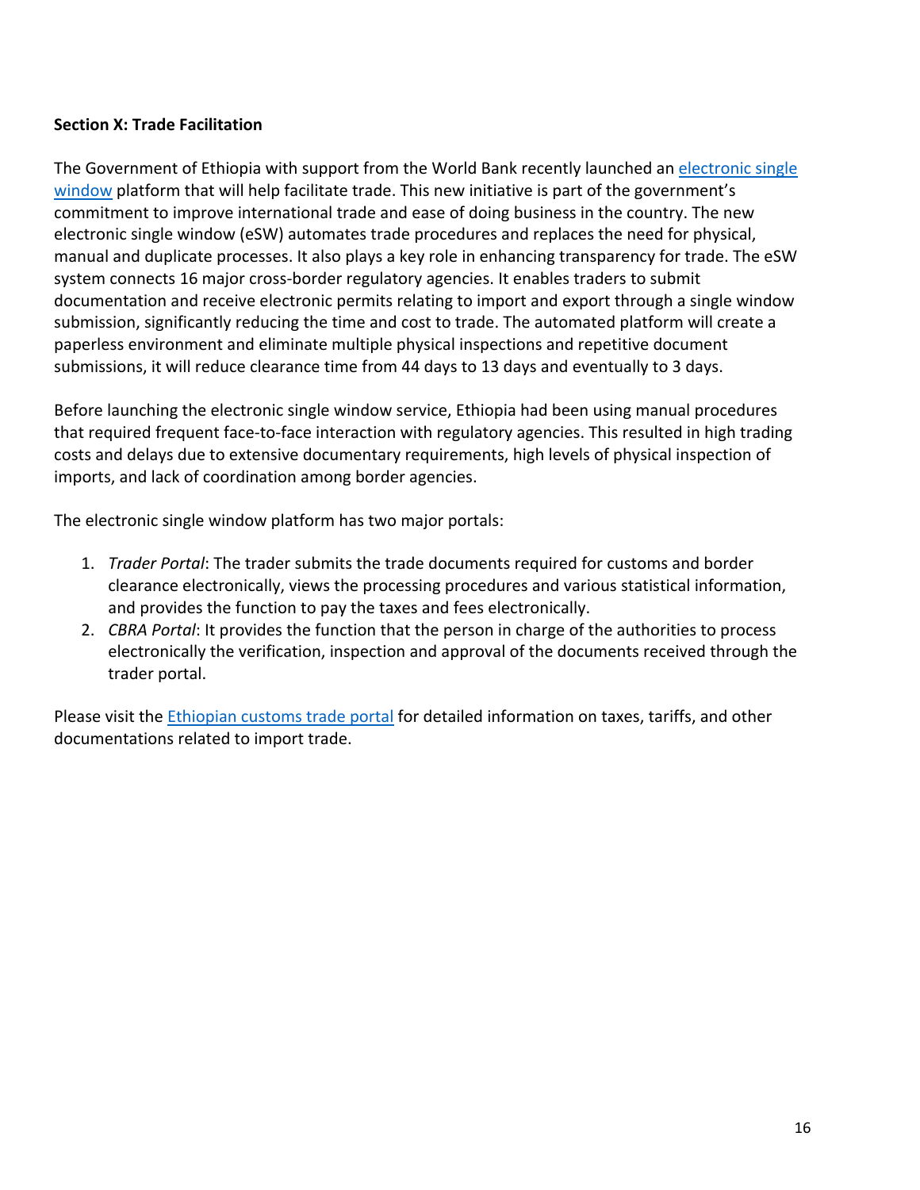**Section X: Trade Facilitation**

The Government of Ethiopia with support from the World Bank recently launched an electronic single window platform that will help facilitate trade. This new initiative is part of the government's commitment to improve international trade and ease of doing business in the country. The new electronic single window (eSW) automates trade procedures and replaces the need for physical, manual and duplicate processes. It also plays a key role in enhancing transparency for trade. The eSW system connects 16 major cross-border regulatory agencies. It enables traders to submit documentation and receive electronic permits relating to import and export through a single window submission, significantly reducing the time and cost to trade. The automated platform will create a paperless environment and eliminate multiple physical inspections and repetitive document submissions, it will reduce clearance time from 44 days to 13 days and eventually to 3 days.

Before launching the electronic single window service, Ethiopia had been using manual procedures that required frequent face-to-face interaction with regulatory agencies. This resulted in high trading costs and delays due to extensive documentary requirements, high levels of physical inspection of imports, and lack of coordination among border agencies.

The electronic single window platform has two major portals:

1. *Trader Portal*: The trader submits the trade documents required for customs and border clearance electronically, views the processing procedures and various statistical information, and provides the function to pay the taxes and fees electronically.
2. *CBRA Portal*: It provides the function that the person in charge of the authorities to process electronically the verification, inspection and approval of the documents received through the trader portal.

Please visit the Ethiopian customs trade portal for detailed information on taxes, tariffs, and other documentations related to import trade.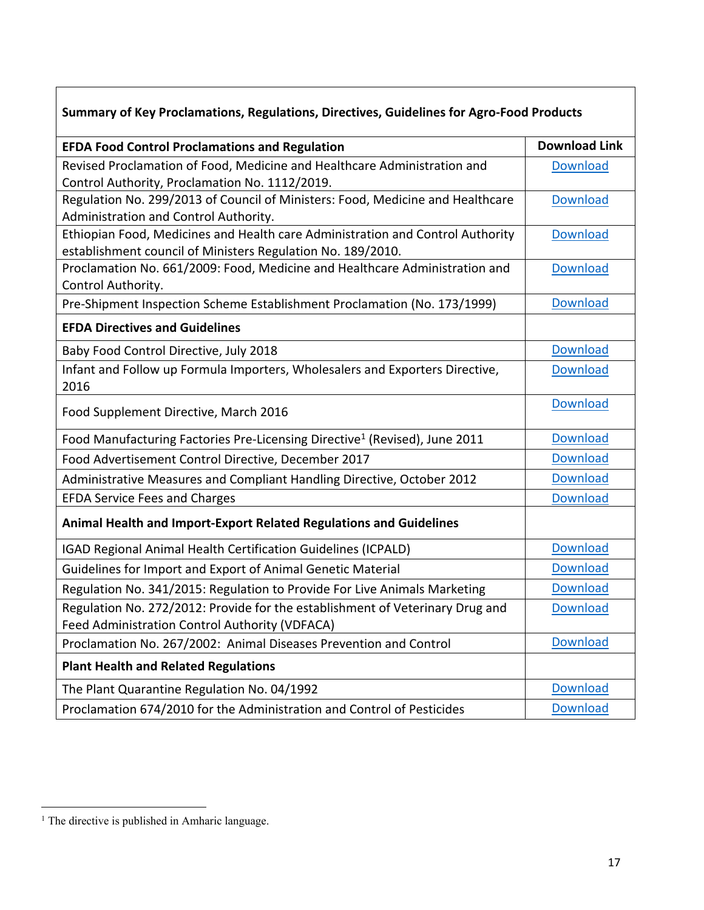| Summary of Key Proclamations, Regulations, Directives, Guidelines for Agro-Food Products | |
|---|---|
| **EFDA Food Control Proclamations and Regulation** | **Download Link** |
| Revised Proclamation of Food, Medicine and Healthcare Administration and Control Authority, Proclamation No. 1112/2019. | Download |
| Regulation No. 299/2013 of Council of Ministers: Food, Medicine and Healthcare Administration and Control Authority. | Download |
| Ethiopian Food, Medicines and Health care Administration and Control Authority establishment council of Ministers Regulation No. 189/2010. | Download |
| Proclamation No. 661/2009: Food, Medicine and Healthcare Administration and Control Authority. | Download |
| Pre-Shipment Inspection Scheme Establishment Proclamation (No. 173/1999) | Download |
| **EFDA Directives and Guidelines** | |
| Baby Food Control Directive, July 2018 | Download |
| Infant and Follow up Formula Importers, Wholesalers and Exporters Directive, 2016 | Download |
| Food Supplement Directive, March 2016 | Download |
| Food Manufacturing Factories Pre-Licensing Directive[1] (Revised), June 2011 | Download |
| Food Advertisement Control Directive, December 2017 | Download |
| Administrative Measures and Compliant Handling Directive, October 2012 | Download |
| EFDA Service Fees and Charges | Download |
| **Animal Health and Import-Export Related Regulations and Guidelines** | |
| IGAD Regional Animal Health Certification Guidelines (ICPALD) | Download |
| Guidelines for Import and Export of Animal Genetic Material | Download |
| Regulation No. 341/2015: Regulation to Provide For Live Animals Marketing | Download |
| Regulation No. 272/2012: Provide for the establishment of Veterinary Drug and Feed Administration Control Authority (VDFACA) | Download |
| Proclamation No. 267/2002: Animal Diseases Prevention and Control | Download |
| **Plant Health and Related Regulations** | |
| The Plant Quarantine Regulation No. 04/1992 | Download |
| Proclamation 674/2010 for the Administration and Control of Pesticides | Download |

[1] The directive is published in Amharic language.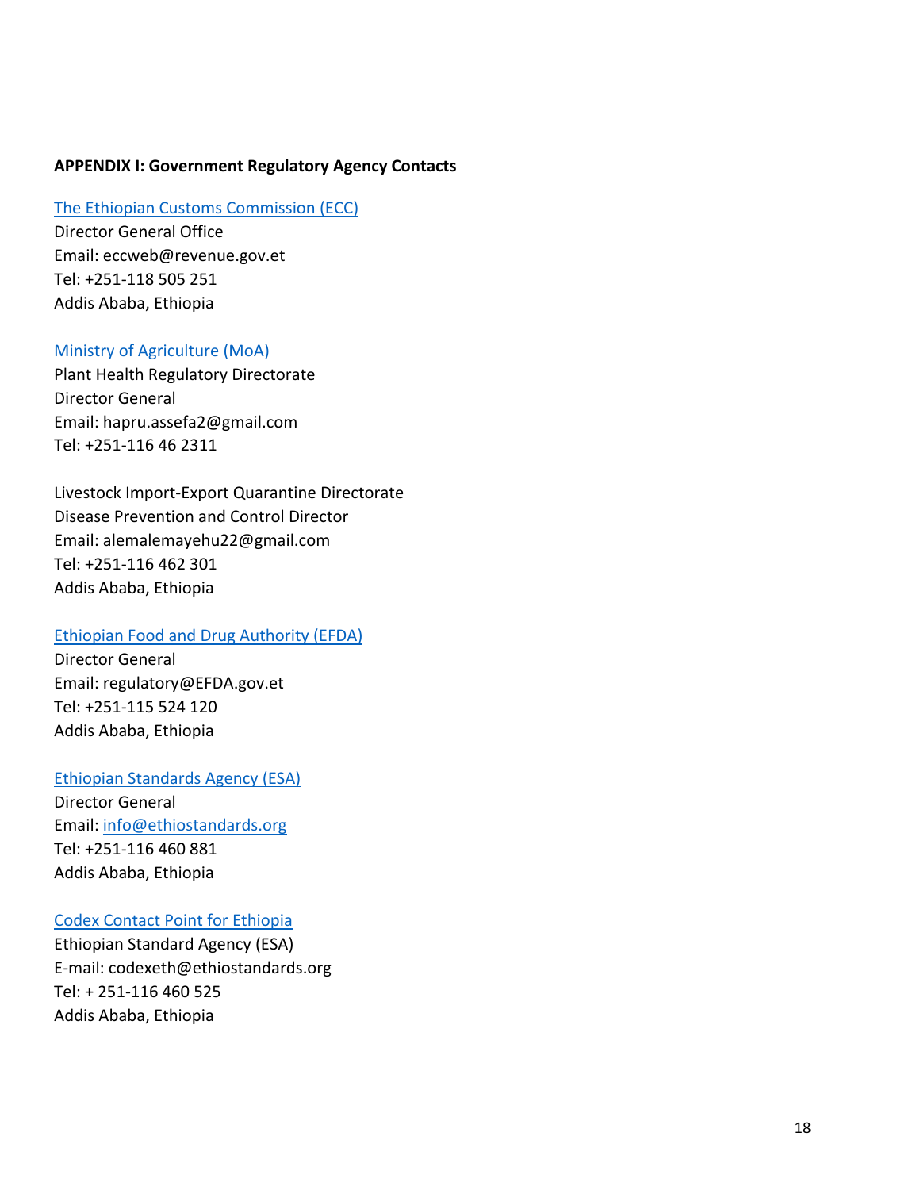**APPENDIX I: Government Regulatory Agency Contacts**

The Ethiopian Customs Commission (ECC)
Director General Office
Email: eccweb@revenue.gov.et
Tel: +251-118 505 251
Addis Ababa, Ethiopia

Ministry of Agriculture (MoA)
Plant Health Regulatory Directorate
Director General
Email: hapru.assefa2@gmail.com
Tel: +251-116 46 2311

Livestock Import-Export Quarantine Directorate
Disease Prevention and Control Director
Email: alemalemayehu22@gmail.com
Tel: +251-116 462 301
Addis Ababa, Ethiopia

Ethiopian Food and Drug Authority (EFDA)
Director General
Email: regulatory@EFDA.gov.et
Tel: +251-115 524 120
Addis Ababa, Ethiopia

Ethiopian Standards Agency (ESA)
Director General
Email: info@ethiostandards.org
Tel: +251-116 460 881
Addis Ababa, Ethiopia

Codex Contact Point for Ethiopia
Ethiopian Standard Agency (ESA)
E-mail: codexeth@ethiostandards.org
Tel: + 251-116 460 525
Addis Ababa, Ethiopia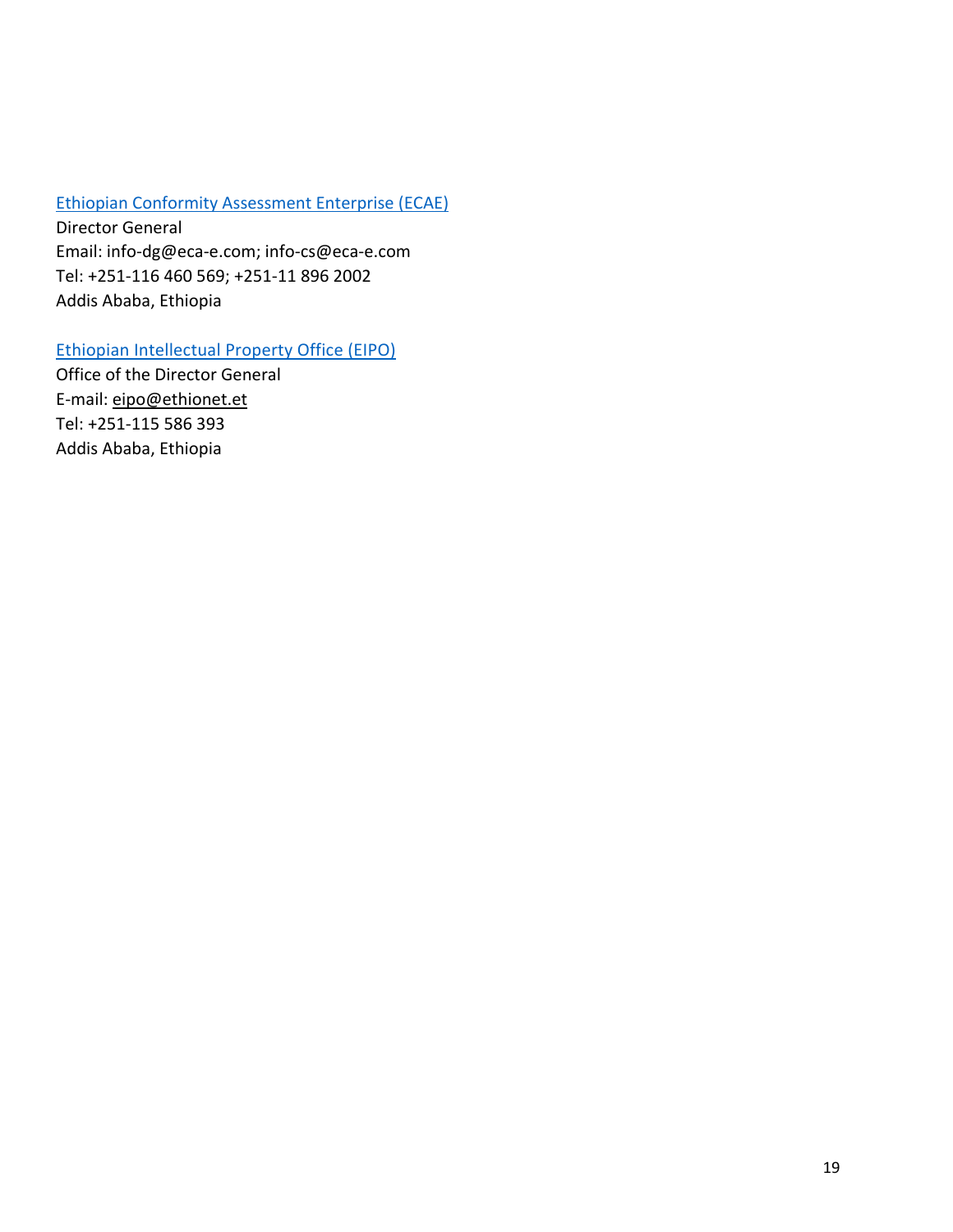Ethiopian Conformity Assessment Enterprise (ECAE)
Director General
Email: info-dg@eca-e.com; info-cs@eca-e.com
Tel: +251-116 460 569; +251-11 896 2002
Addis Ababa, Ethiopia

Ethiopian Intellectual Property Office (EIPO)
Office of the Director General
E-mail: eipo@ethionet.et
Tel: +251-115 586 393
Addis Ababa, Ethiopia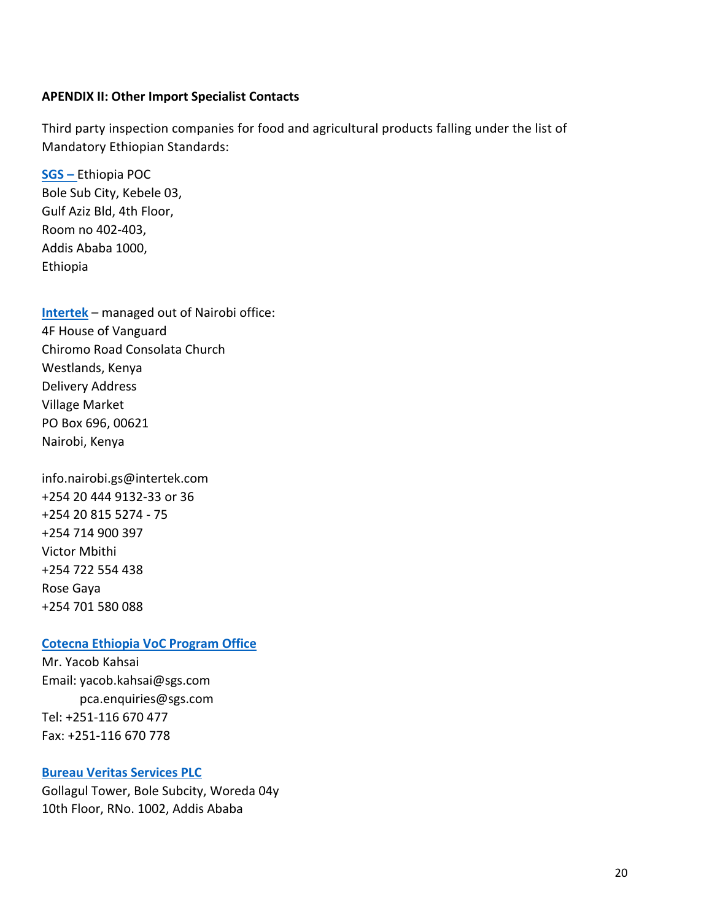**APENDIX II: Other Import Specialist Contacts**

Third party inspection companies for food and agricultural products falling under the list of Mandatory Ethiopian Standards:

**SGS –** Ethiopia POC
Bole Sub City, Kebele 03,
Gulf Aziz Bld, 4th Floor,
Room no 402-403,
Addis Ababa 1000,
Ethiopia

**Intertek** – managed out of Nairobi office:
4F House of Vanguard
Chiromo Road Consolata Church
Westlands, Kenya
Delivery Address
Village Market
PO Box 696, 00621
Nairobi, Kenya

info.nairobi.gs@intertek.com
+254 20 444 9132-33 or 36
+254 20 815 5274 - 75
+254 714 900 397
Victor Mbithi
+254 722 554 438
Rose Gaya
+254 701 580 088

**Cotecna Ethiopia VoC Program Office**
Mr. Yacob Kahsai
Email: yacob.kahsai@sgs.com
pca.enquiries@sgs.com
Tel: +251-116 670 477
Fax: +251-116 670 778

**Bureau Veritas Services PLC**
Gollagul Tower, Bole Subcity, Woreda 04y
10th Floor, RNo. 1002, Addis Ababa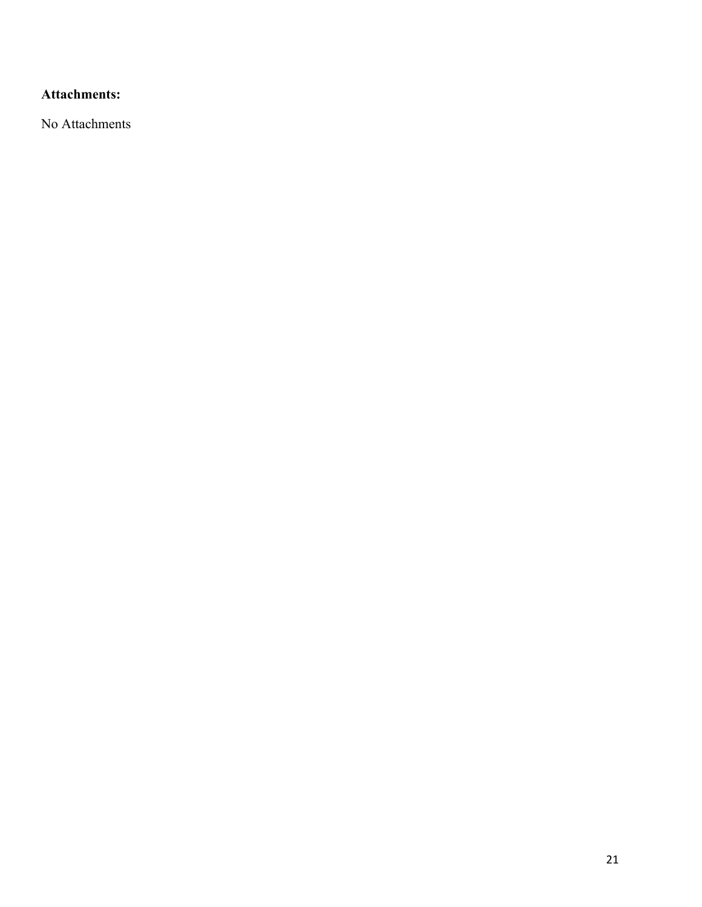**Attachments:**

No Attachments